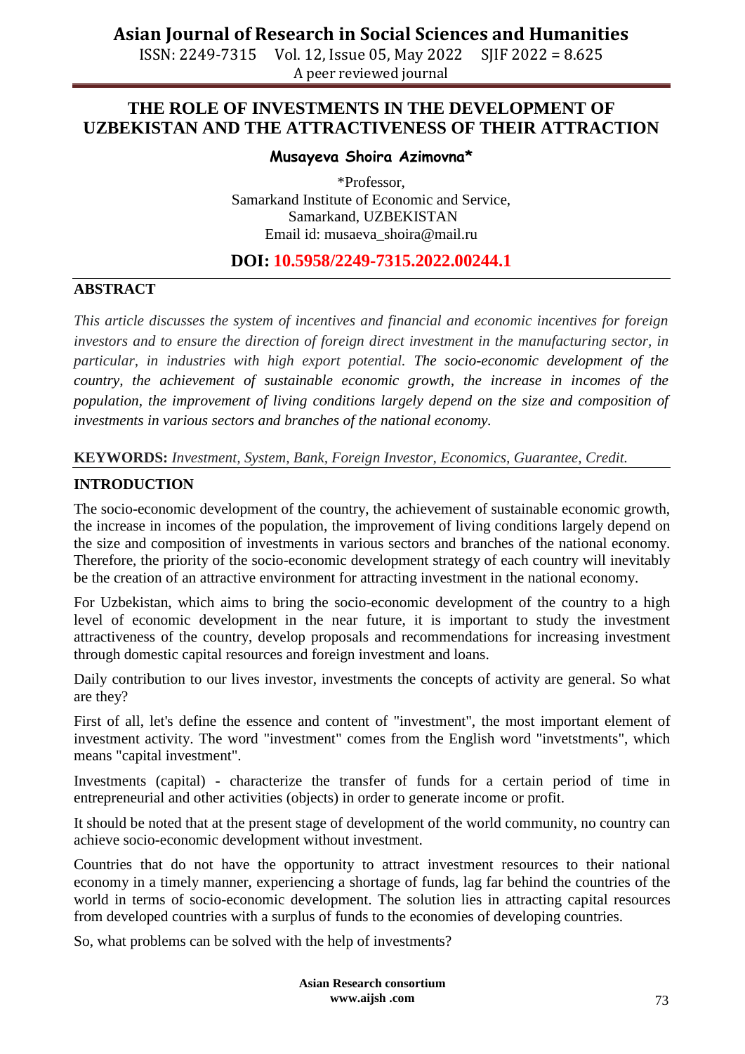# THE ROLE OF INVESTMENTS IN THE DEVELOPMENT OF UZBEKISTAN AND THE ATTRACTIVENESS OF THEIR ATTRACTION

**Musayeva Shoira Azimovna***

*Professor,
Samarkand Institute of Economic and Service,
Samarkand, UZBEKISTAN
Email id: musaeva_shoira@mail.ru

**DOI: 10.5958/2249-7315.2022.00244.1**

## ABSTRACT

*This article discusses the system of incentives and financial and economic incentives for foreign investors and to ensure the direction of foreign direct investment in the manufacturing sector, in particular, in industries with high export potential. The socio-economic development of the country, the achievement of sustainable economic growth, the increase in incomes of the population, the improvement of living conditions largely depend on the size and composition of investments in various sectors and branches of the national economy.*

**KEYWORDS:** *Investment, System, Bank, Foreign Investor, Economics, Guarantee, Credit.*

## INTRODUCTION

The socio-economic development of the country, the achievement of sustainable economic growth, the increase in incomes of the population, the improvement of living conditions largely depend on the size and composition of investments in various sectors and branches of the national economy. Therefore, the priority of the socio-economic development strategy of each country will inevitably be the creation of an attractive environment for attracting investment in the national economy.

For Uzbekistan, which aims to bring the socio-economic development of the country to a high level of economic development in the near future, it is important to study the investment attractiveness of the country, develop proposals and recommendations for increasing investment through domestic capital resources and foreign investment and loans.

Daily contribution to our lives investor, investments the concepts of activity are general. So what are they?

First of all, let's define the essence and content of "investment", the most important element of investment activity. The word "investment" comes from the English word "invetstments", which means "capital investment".

Investments (capital) - characterize the transfer of funds for a certain period of time in entrepreneurial and other activities (objects) in order to generate income or profit.

It should be noted that at the present stage of development of the world community, no country can achieve socio-economic development without investment.

Countries that do not have the opportunity to attract investment resources to their national economy in a timely manner, experiencing a shortage of funds, lag far behind the countries of the world in terms of socio-economic development. The solution lies in attracting capital resources from developed countries with a surplus of funds to the economies of developing countries.

So, what problems can be solved with the help of investments?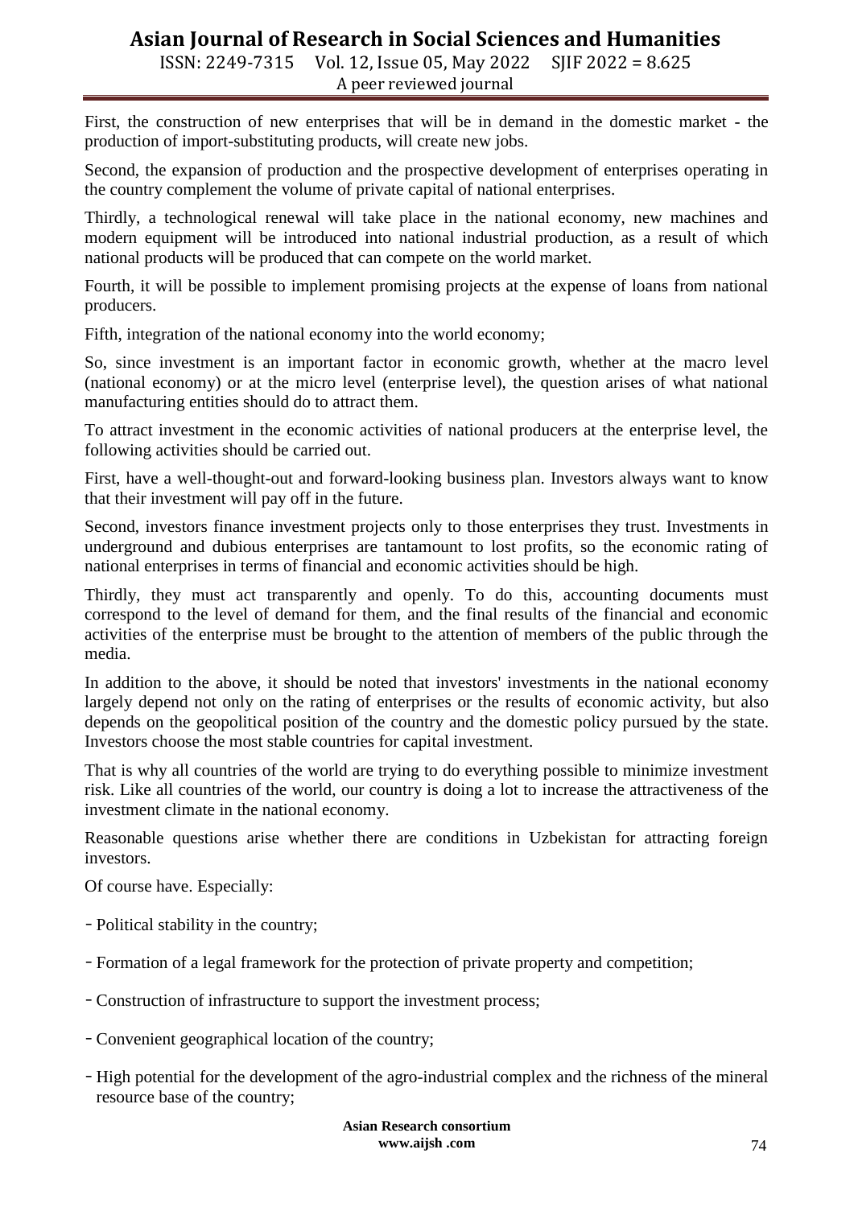First, the construction of new enterprises that will be in demand in the domestic market - the production of import-substituting products, will create new jobs.

Second, the expansion of production and the prospective development of enterprises operating in the country complement the volume of private capital of national enterprises.

Thirdly, a technological renewal will take place in the national economy, new machines and modern equipment will be introduced into national industrial production, as a result of which national products will be produced that can compete on the world market.

Fourth, it will be possible to implement promising projects at the expense of loans from national producers.

Fifth, integration of the national economy into the world economy;

So, since investment is an important factor in economic growth, whether at the macro level (national economy) or at the micro level (enterprise level), the question arises of what national manufacturing entities should do to attract them.

To attract investment in the economic activities of national producers at the enterprise level, the following activities should be carried out.

First, have a well-thought-out and forward-looking business plan. Investors always want to know that their investment will pay off in the future.

Second, investors finance investment projects only to those enterprises they trust. Investments in underground and dubious enterprises are tantamount to lost profits, so the economic rating of national enterprises in terms of financial and economic activities should be high.

Thirdly, they must act transparently and openly. To do this, accounting documents must correspond to the level of demand for them, and the final results of the financial and economic activities of the enterprise must be brought to the attention of members of the public through the media.

In addition to the above, it should be noted that investors' investments in the national economy largely depend not only on the rating of enterprises or the results of economic activity, but also depends on the geopolitical position of the country and the domestic policy pursued by the state. Investors choose the most stable countries for capital investment.

That is why all countries of the world are trying to do everything possible to minimize investment risk. Like all countries of the world, our country is doing a lot to increase the attractiveness of the investment climate in the national economy.

Reasonable questions arise whether there are conditions in Uzbekistan for attracting foreign investors.

Of course have. Especially:

- Political stability in the country;
- Formation of a legal framework for the protection of private property and competition;
- Construction of infrastructure to support the investment process;
- Convenient geographical location of the country;
- High potential for the development of the agro-industrial complex and the richness of the mineral resource base of the country;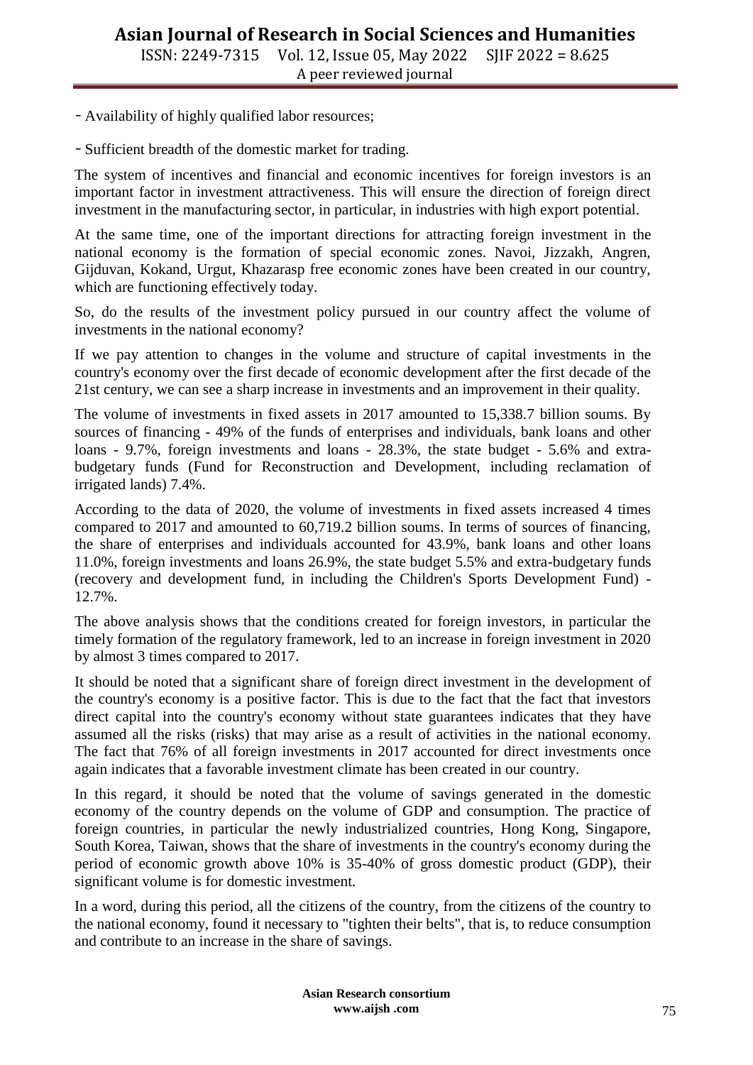- Availability of highly qualified labor resources;

- Sufficient breadth of the domestic market for trading.

The system of incentives and financial and economic incentives for foreign investors is an important factor in investment attractiveness. This will ensure the direction of foreign direct investment in the manufacturing sector, in particular, in industries with high export potential.

At the same time, one of the important directions for attracting foreign investment in the national economy is the formation of special economic zones. Navoi, Jizzakh, Angren, Gijduvan, Kokand, Urgut, Khazarasp free economic zones have been created in our country, which are functioning effectively today.

So, do the results of the investment policy pursued in our country affect the volume of investments in the national economy?

If we pay attention to changes in the volume and structure of capital investments in the country's economy over the first decade of economic development after the first decade of the 21st century, we can see a sharp increase in investments and an improvement in their quality.

The volume of investments in fixed assets in 2017 amounted to 15,338.7 billion soums. By sources of financing - 49% of the funds of enterprises and individuals, bank loans and other loans - 9.7%, foreign investments and loans - 28.3%, the state budget - 5.6% and extra-budgetary funds (Fund for Reconstruction and Development, including reclamation of irrigated lands) 7.4%.

According to the data of 2020, the volume of investments in fixed assets increased 4 times compared to 2017 and amounted to 60,719.2 billion soums. In terms of sources of financing, the share of enterprises and individuals accounted for 43.9%, bank loans and other loans 11.0%, foreign investments and loans 26.9%, the state budget 5.5% and extra-budgetary funds (recovery and development fund, in including the Children's Sports Development Fund) - 12.7%.

The above analysis shows that the conditions created for foreign investors, in particular the timely formation of the regulatory framework, led to an increase in foreign investment in 2020 by almost 3 times compared to 2017.

It should be noted that a significant share of foreign direct investment in the development of the country's economy is a positive factor. This is due to the fact that the fact that investors direct capital into the country's economy without state guarantees indicates that they have assumed all the risks (risks) that may arise as a result of activities in the national economy. The fact that 76% of all foreign investments in 2017 accounted for direct investments once again indicates that a favorable investment climate has been created in our country.

In this regard, it should be noted that the volume of savings generated in the domestic economy of the country depends on the volume of GDP and consumption. The practice of foreign countries, in particular the newly industrialized countries, Hong Kong, Singapore, South Korea, Taiwan, shows that the share of investments in the country's economy during the period of economic growth above 10% is 35-40% of gross domestic product (GDP), their significant volume is for domestic investment.

In a word, during this period, all the citizens of the country, from the citizens of the country to the national economy, found it necessary to "tighten their belts", that is, to reduce consumption and contribute to an increase in the share of savings.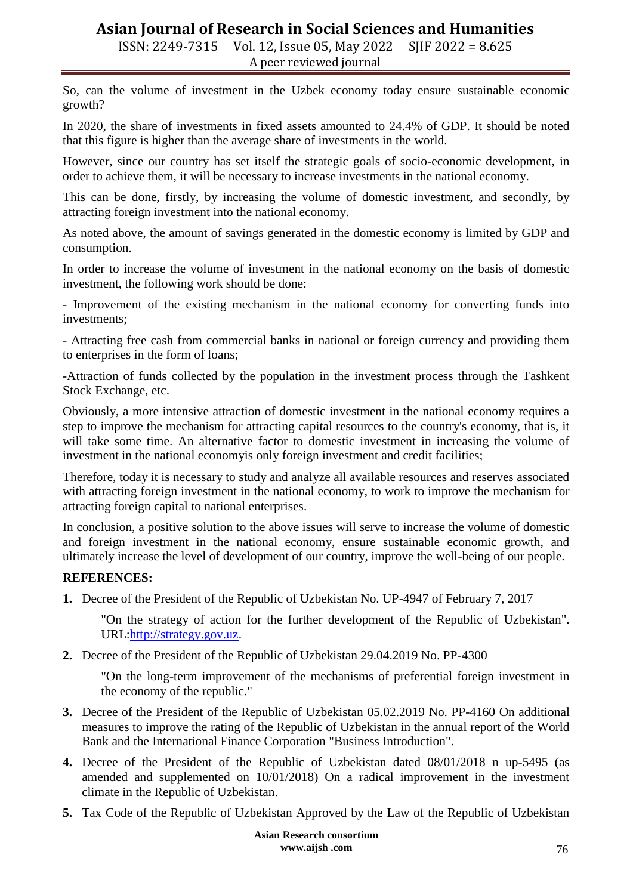So, can the volume of investment in the Uzbek economy today ensure sustainable economic growth?

In 2020, the share of investments in fixed assets amounted to 24.4% of GDP. It should be noted that this figure is higher than the average share of investments in the world.

However, since our country has set itself the strategic goals of socio-economic development, in order to achieve them, it will be necessary to increase investments in the national economy.

This can be done, firstly, by increasing the volume of domestic investment, and secondly, by attracting foreign investment into the national economy.

As noted above, the amount of savings generated in the domestic economy is limited by GDP and consumption.

In order to increase the volume of investment in the national economy on the basis of domestic investment, the following work should be done:

- Improvement of the existing mechanism in the national economy for converting funds into investments;

- Attracting free cash from commercial banks in national or foreign currency and providing them to enterprises in the form of loans;

-Attraction of funds collected by the population in the investment process through the Tashkent Stock Exchange, etc.

Obviously, a more intensive attraction of domestic investment in the national economy requires a step to improve the mechanism for attracting capital resources to the country's economy, that is, it will take some time. An alternative factor to domestic investment in increasing the volume of investment in the national economyis only foreign investment and credit facilities;

Therefore, today it is necessary to study and analyze all available resources and reserves associated with attracting foreign investment in the national economy, to work to improve the mechanism for attracting foreign capital to national enterprises.

In conclusion, a positive solution to the above issues will serve to increase the volume of domestic and foreign investment in the national economy, ensure sustainable economic growth, and ultimately increase the level of development of our country, improve the well-being of our people.

**REFERENCES:**

1. Decree of the President of the Republic of Uzbekistan No. UP-4947 of February 7, 2017

   "On the strategy of action for the further development of the Republic of Uzbekistan". URL:http://strategy.gov.uz.

2. Decree of the President of the Republic of Uzbekistan 29.04.2019 No. PP-4300

   "On the long-term improvement of the mechanisms of preferential foreign investment in the economy of the republic."

3. Decree of the President of the Republic of Uzbekistan 05.02.2019 No. PP-4160 On additional measures to improve the rating of the Republic of Uzbekistan in the annual report of the World Bank and the International Finance Corporation "Business Introduction".

4. Decree of the President of the Republic of Uzbekistan dated 08/01/2018 n up-5495 (as amended and supplemented on 10/01/2018) On a radical improvement in the investment climate in the Republic of Uzbekistan.

5. Tax Code of the Republic of Uzbekistan Approved by the Law of the Republic of Uzbekistan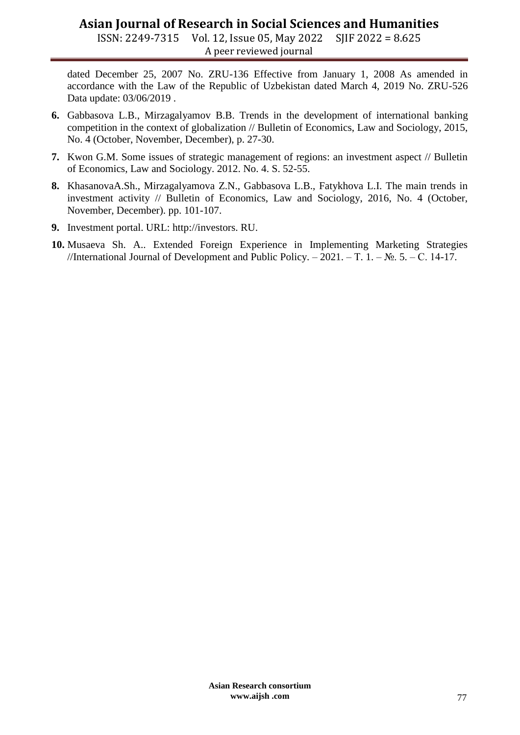dated December 25, 2007 No. ZRU-136 Effective from January 1, 2008 As amended in accordance with the Law of the Republic of Uzbekistan dated March 4, 2019 No. ZRU-526 Data update: 03/06/2019 .

6. Gabbasova L.B., Mirzagalyamov B.B. Trends in the development of international banking competition in the context of globalization // Bulletin of Economics, Law and Sociology, 2015, No. 4 (October, November, December), p. 27-30.
7. Kwon G.M. Some issues of strategic management of regions: an investment aspect // Bulletin of Economics, Law and Sociology. 2012. No. 4. S. 52-55.
8. KhasanovaA.Sh., Mirzagalyamova Z.N., Gabbasova L.B., Fatykhova L.I. The main trends in investment activity // Bulletin of Economics, Law and Sociology, 2016, No. 4 (October, November, December). pp. 101-107.
9. Investment portal. URL: http://investors. RU.
10. Musaeva Sh. A.. Extended Foreign Experience in Implementing Marketing Strategies //International Journal of Development and Public Policy. – 2021. – T. 1. – №. 5. – C. 14-17.